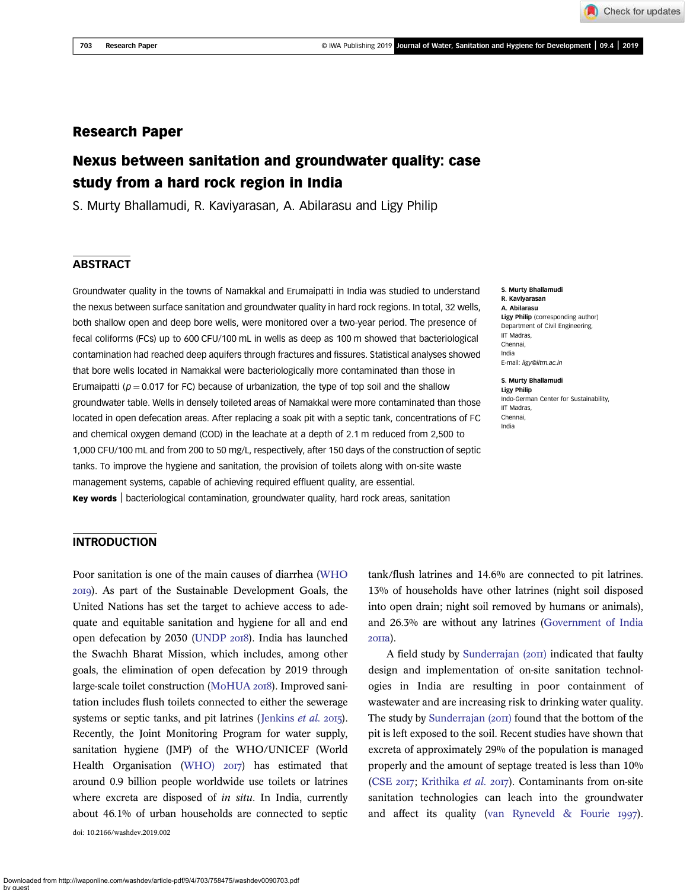# Research Paper

## Nexus between sanitation and groundwater quality: case study from a hard rock region in India

S. Murty Bhallamudi, R. Kaviyarasan, A. Abilarasu and Ligy Philip

### ABSTRACT

Groundwater quality in the towns of Namakkal and Erumaipatti in India was studied to understand the nexus between surface sanitation and groundwater quality in hard rock regions. In total, 32 wells, both shallow open and deep bore wells, were monitored over a two-year period. The presence of fecal coliforms (FCs) up to 600 CFU/100 mL in wells as deep as 100 m showed that bacteriological contamination had reached deep aquifers through fractures and fissures. Statistical analyses showed that bore wells located in Namakkal were bacteriologically more contaminated than those in Erumaipatti ($p = 0.017$ for FC) because of urbanization, the type of top soil and the shallow groundwater table. Wells in densely toileted areas of Namakkal were more contaminated than those located in open defecation areas. After replacing a soak pit with a septic tank, concentrations of FC and chemical oxygen demand (COD) in the leachate at a depth of 2.1 m reduced from 2,500 to 1,000 CFU/100 mL and from 200 to 50 mg/L, respectively, after 150 days of the construction of septic tanks. To improve the hygiene and sanitation, the provision of toilets along with on-site waste management systems, capable of achieving required effluent quality, are essential.

**Key words** | bacteriological contamination, groundwater quality, hard rock areas, sanitation

**S. Murty Bhallamudi**
**R. Kaviyarasan**
**A. Abilarasu**
**Ligy Philip** (corresponding author)
Department of Civil Engineering,
IIT Madras,
Chennai,
India
E-mail: *ligy@iitm.ac.in*

**S. Murty Bhallamudi**
**Ligy Philip**
Indo-German Center for Sustainability,
IIT Madras,
Chennai,
India

### INTRODUCTION

Poor sanitation is one of the main causes of diarrhea (WHO 2019). As part of the Sustainable Development Goals, the United Nations has set the target to achieve access to adequate and equitable sanitation and hygiene for all and end open defecation by 2030 (UNDP 2018). India has launched the Swachh Bharat Mission, which includes, among other goals, the elimination of open defecation by 2019 through large-scale toilet construction (MoHUA 2018). Improved sanitation includes flush toilets connected to either the sewerage systems or septic tanks, and pit latrines (Jenkins *et al.* 2015). Recently, the Joint Monitoring Program for water supply, sanitation hygiene (JMP) of the WHO/UNICEF (World Health Organisation (WHO) 2017) has estimated that around 0.9 billion people worldwide use toilets or latrines where excreta are disposed of *in situ*. In India, currently about 46.1% of urban households are connected to septic tank/flush latrines and 14.6% are connected to pit latrines. 13% of households have other latrines (night soil disposed into open drain; night soil removed by humans or animals), and 26.3% are without any latrines (Government of India 2011a).

A field study by Sunderrajan (2011) indicated that faulty design and implementation of on-site sanitation technologies in India are resulting in poor containment of wastewater and are increasing risk to drinking water quality. The study by Sunderrajan (2011) found that the bottom of the pit is left exposed to the soil. Recent studies have shown that excreta of approximately 29% of the population is managed properly and the amount of septage treated is less than 10% (CSE 2017; Krithika *et al.* 2017). Contaminants from on-site sanitation technologies can leach into the groundwater and affect its quality (van Ryneveld & Fourie 1997).

doi: 10.2166/washdev.2019.002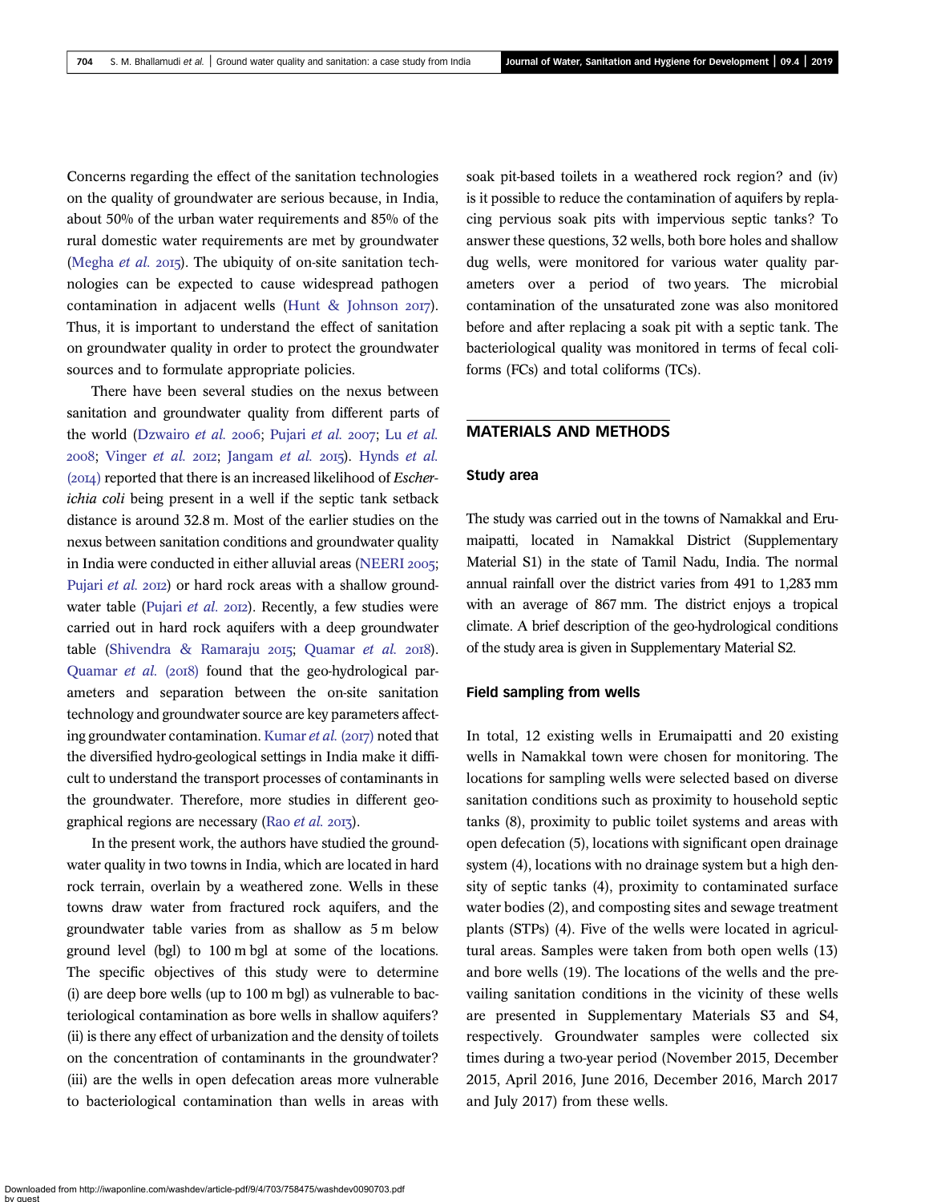Concerns regarding the effect of the sanitation technologies on the quality of groundwater are serious because, in India, about 50% of the urban water requirements and 85% of the rural domestic water requirements are met by groundwater (Megha *et al.* 2015). The ubiquity of on-site sanitation technologies can be expected to cause widespread pathogen contamination in adjacent wells (Hunt & Johnson 2017). Thus, it is important to understand the effect of sanitation on groundwater quality in order to protect the groundwater sources and to formulate appropriate policies.

There have been several studies on the nexus between sanitation and groundwater quality from different parts of the world (Dzwairo *et al.* 2006; Pujari *et al.* 2007; Lu *et al.* 2008; Vinger *et al.* 2012; Jangam *et al.* 2015). Hynds *et al.* (2014) reported that there is an increased likelihood of *Escherichia coli* being present in a well if the septic tank setback distance is around 32.8 m. Most of the earlier studies on the nexus between sanitation conditions and groundwater quality in India were conducted in either alluvial areas (NEERI 2005; Pujari *et al.* 2012) or hard rock areas with a shallow groundwater table (Pujari *et al.* 2012). Recently, a few studies were carried out in hard rock aquifers with a deep groundwater table (Shivendra & Ramaraju 2015; Quamar *et al.* 2018). Quamar *et al.* (2018) found that the geo-hydrological parameters and separation between the on-site sanitation technology and groundwater source are key parameters affecting groundwater contamination. Kumar *et al.* (2017) noted that the diversified hydro-geological settings in India make it difficult to understand the transport processes of contaminants in the groundwater. Therefore, more studies in different geographical regions are necessary (Rao *et al.* 2013).

In the present work, the authors have studied the groundwater quality in two towns in India, which are located in hard rock terrain, overlain by a weathered zone. Wells in these towns draw water from fractured rock aquifers, and the groundwater table varies from as shallow as 5 m below ground level (bgl) to 100 m bgl at some of the locations. The specific objectives of this study were to determine (i) are deep bore wells (up to 100 m bgl) as vulnerable to bacteriological contamination as bore wells in shallow aquifers? (ii) is there any effect of urbanization and the density of toilets on the concentration of contaminants in the groundwater? (iii) are the wells in open defecation areas more vulnerable to bacteriological contamination than wells in areas with soak pit-based toilets in a weathered rock region? and (iv) is it possible to reduce the contamination of aquifers by replacing pervious soak pits with impervious septic tanks? To answer these questions, 32 wells, both bore holes and shallow dug wells, were monitored for various water quality parameters over a period of two years. The microbial contamination of the unsaturated zone was also monitored before and after replacing a soak pit with a septic tank. The bacteriological quality was monitored in terms of fecal coliforms (FCs) and total coliforms (TCs).

## MATERIALS AND METHODS

### Study area

The study was carried out in the towns of Namakkal and Erumaipatti, located in Namakkal District (Supplementary Material S1) in the state of Tamil Nadu, India. The normal annual rainfall over the district varies from 491 to 1,283 mm with an average of 867 mm. The district enjoys a tropical climate. A brief description of the geo-hydrological conditions of the study area is given in Supplementary Material S2.

### Field sampling from wells

In total, 12 existing wells in Erumaipatti and 20 existing wells in Namakkal town were chosen for monitoring. The locations for sampling wells were selected based on diverse sanitation conditions such as proximity to household septic tanks (8), proximity to public toilet systems and areas with open defecation (5), locations with significant open drainage system (4), locations with no drainage system but a high density of septic tanks (4), proximity to contaminated surface water bodies (2), and composting sites and sewage treatment plants (STPs) (4). Five of the wells were located in agricultural areas. Samples were taken from both open wells (13) and bore wells (19). The locations of the wells and the prevailing sanitation conditions in the vicinity of these wells are presented in Supplementary Materials S3 and S4, respectively. Groundwater samples were collected six times during a two-year period (November 2015, December 2015, April 2016, June 2016, December 2016, March 2017 and July 2017) from these wells.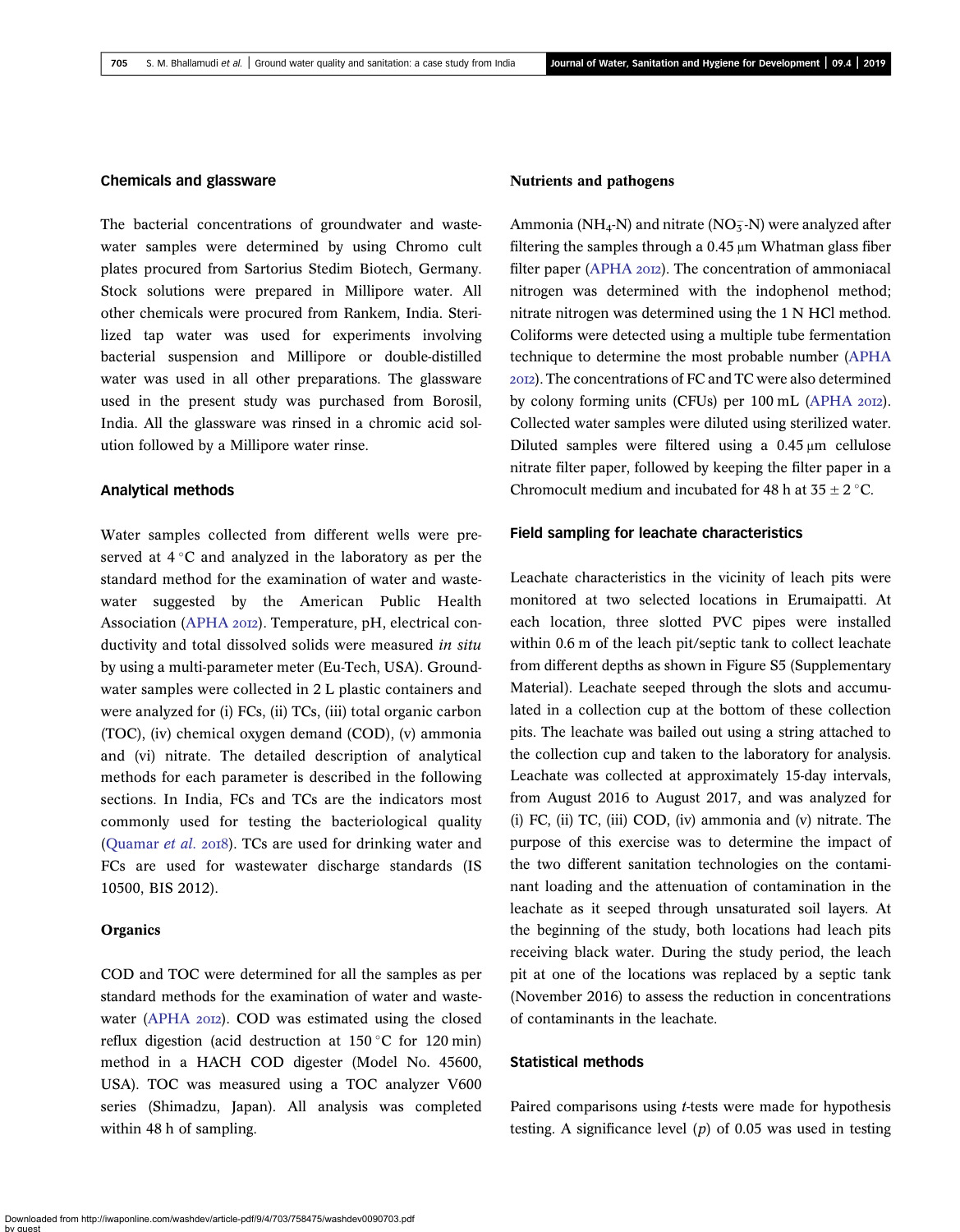### Chemicals and glassware

The bacterial concentrations of groundwater and wastewater samples were determined by using Chromo cult plates procured from Sartorius Stedim Biotech, Germany. Stock solutions were prepared in Millipore water. All other chemicals were procured from Rankem, India. Sterilized tap water was used for experiments involving bacterial suspension and Millipore or double-distilled water was used in all other preparations. The glassware used in the present study was purchased from Borosil, India. All the glassware was rinsed in a chromic acid solution followed by a Millipore water rinse.

### Analytical methods

Water samples collected from different wells were preserved at 4 °C and analyzed in the laboratory as per the standard method for the examination of water and wastewater suggested by the American Public Health Association (APHA 2012). Temperature, pH, electrical conductivity and total dissolved solids were measured *in situ* by using a multi-parameter meter (Eu-Tech, USA). Groundwater samples were collected in 2 L plastic containers and were analyzed for (i) FCs, (ii) TCs, (iii) total organic carbon (TOC), (iv) chemical oxygen demand (COD), (v) ammonia and (vi) nitrate. The detailed description of analytical methods for each parameter is described in the following sections. In India, FCs and TCs are the indicators most commonly used for testing the bacteriological quality (Quamar *et al.* 2018). TCs are used for drinking water and FCs are used for wastewater discharge standards (IS 10500, BIS 2012).

### Organics

COD and TOC were determined for all the samples as per standard methods for the examination of water and wastewater (APHA 2012). COD was estimated using the closed reflux digestion (acid destruction at 150 °C for 120 min) method in a HACH COD digester (Model No. 45600, USA). TOC was measured using a TOC analyzer V600 series (Shimadzu, Japan). All analysis was completed within 48 h of sampling.

### Nutrients and pathogens

Ammonia ($NH_4$-N) and nitrate ($NO_3^-$-N) were analyzed after filtering the samples through a 0.45 μm Whatman glass fiber filter paper (APHA 2012). The concentration of ammoniacal nitrogen was determined with the indophenol method; nitrate nitrogen was determined using the 1 N HCl method. Coliforms were detected using a multiple tube fermentation technique to determine the most probable number (APHA 2012). The concentrations of FC and TC were also determined by colony forming units (CFUs) per 100 mL (APHA 2012). Collected water samples were diluted using sterilized water. Diluted samples were filtered using a 0.45 μm cellulose nitrate filter paper, followed by keeping the filter paper in a Chromocult medium and incubated for 48 h at 35 ± 2 °C.

### Field sampling for leachate characteristics

Leachate characteristics in the vicinity of leach pits were monitored at two selected locations in Erumaipatti. At each location, three slotted PVC pipes were installed within 0.6 m of the leach pit/septic tank to collect leachate from different depths as shown in Figure S5 (Supplementary Material). Leachate seeped through the slots and accumulated in a collection cup at the bottom of these collection pits. The leachate was bailed out using a string attached to the collection cup and taken to the laboratory for analysis. Leachate was collected at approximately 15-day intervals, from August 2016 to August 2017, and was analyzed for (i) FC, (ii) TC, (iii) COD, (iv) ammonia and (v) nitrate. The purpose of this exercise was to determine the impact of the two different sanitation technologies on the contaminant loading and the attenuation of contamination in the leachate as it seeped through unsaturated soil layers. At the beginning of the study, both locations had leach pits receiving black water. During the study period, the leach pit at one of the locations was replaced by a septic tank (November 2016) to assess the reduction in concentrations of contaminants in the leachate.

### Statistical methods

Paired comparisons using *t*-tests were made for hypothesis testing. A significance level ($p$) of 0.05 was used in testing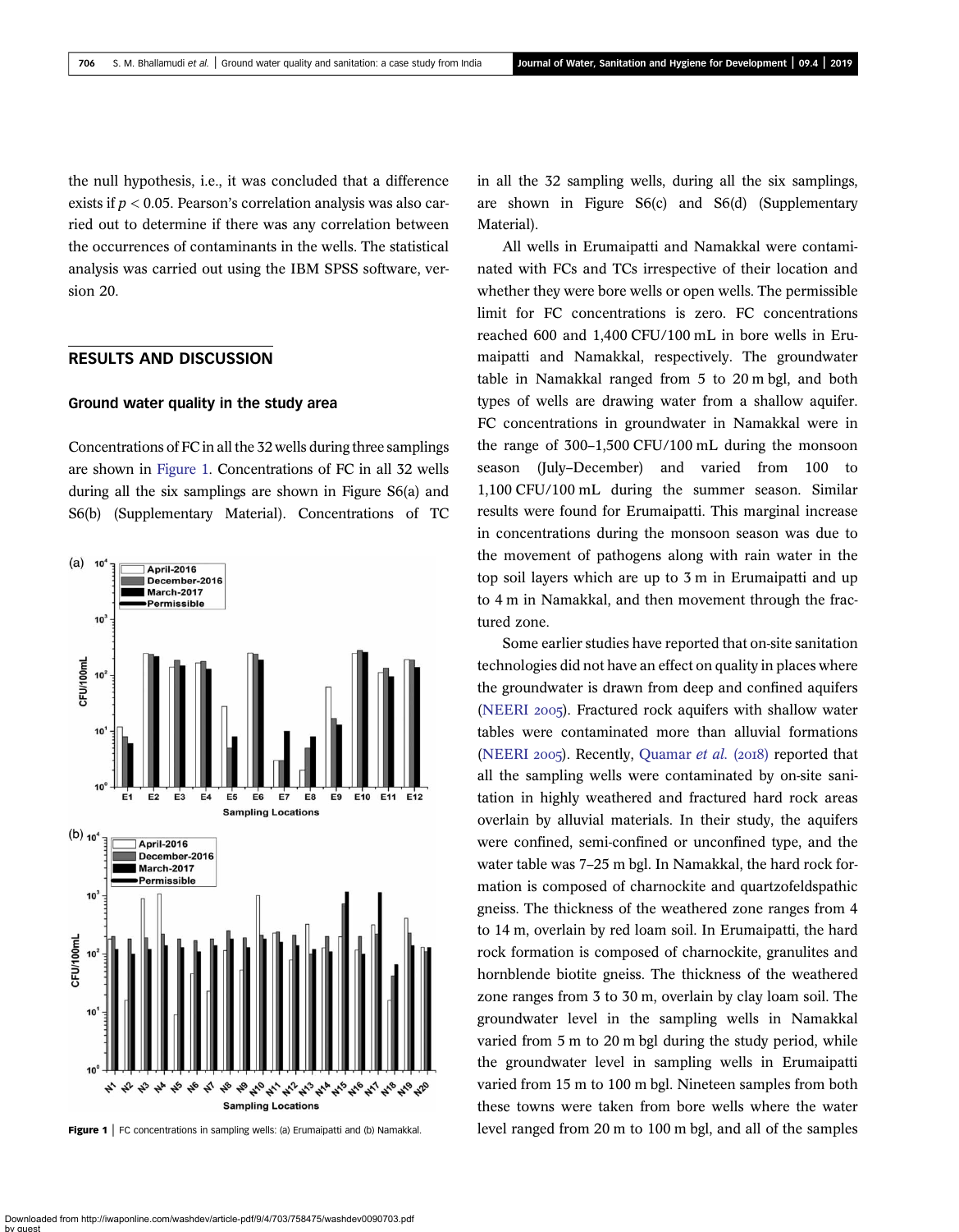the null hypothesis, i.e., it was concluded that a difference exists if $p < 0.05$. Pearson's correlation analysis was also carried out to determine if there was any correlation between the occurrences of contaminants in the wells. The statistical analysis was carried out using the IBM SPSS software, version 20.

## RESULTS AND DISCUSSION

### Ground water quality in the study area

Concentrations of FC in all the 32 wells during three samplings are shown in Figure 1. Concentrations of FC in all 32 wells during all the six samplings are shown in Figure S6(a) and S6(b) (Supplementary Material). Concentrations of TC in all the 32 sampling wells, during all the six samplings, are shown in Figure S6(c) and S6(d) (Supplementary Material).

Figure 1 | FC concentrations in sampling wells: (a) Erumaipatti and (b) Namakkal.

All wells in Erumaipatti and Namakkal were contaminated with FCs and TCs irrespective of their location and whether they were bore wells or open wells. The permissible limit for FC concentrations is zero. FC concentrations reached 600 and 1,400 CFU/100 mL in bore wells in Erumaipatti and Namakkal, respectively. The groundwater table in Namakkal ranged from 5 to 20 m bgl, and both types of wells are drawing water from a shallow aquifer. FC concentrations in groundwater in Namakkal were in the range of 300–1,500 CFU/100 mL during the monsoon season (July–December) and varied from 100 to 1,100 CFU/100 mL during the summer season. Similar results were found for Erumaipatti. This marginal increase in concentrations during the monsoon season was due to the movement of pathogens along with rain water in the top soil layers which are up to 3 m in Erumaipatti and up to 4 m in Namakkal, and then movement through the fractured zone.

Some earlier studies have reported that on-site sanitation technologies did not have an effect on quality in places where the groundwater is drawn from deep and confined aquifers (NEERI 2005). Fractured rock aquifers with shallow water tables were contaminated more than alluvial formations (NEERI 2005). Recently, Quamar *et al.* (2018) reported that all the sampling wells were contaminated by on-site sanitation in highly weathered and fractured hard rock areas overlain by alluvial materials. In their study, the aquifers were confined, semi-confined or unconfined type, and the water table was 7–25 m bgl. In Namakkal, the hard rock formation is composed of charnockite and quartzofeldspathic gneiss. The thickness of the weathered zone ranges from 4 to 14 m, overlain by red loam soil. In Erumaipatti, the hard rock formation is composed of charnockite, granulites and hornblende biotite gneiss. The thickness of the weathered zone ranges from 3 to 30 m, overlain by clay loam soil. The groundwater level in the sampling wells in Namakkal varied from 5 m to 20 m bgl during the study period, while the groundwater level in sampling wells in Erumaipatti varied from 15 m to 100 m bgl. Nineteen samples from both these towns were taken from bore wells where the water level ranged from 20 m to 100 m bgl, and all of the samples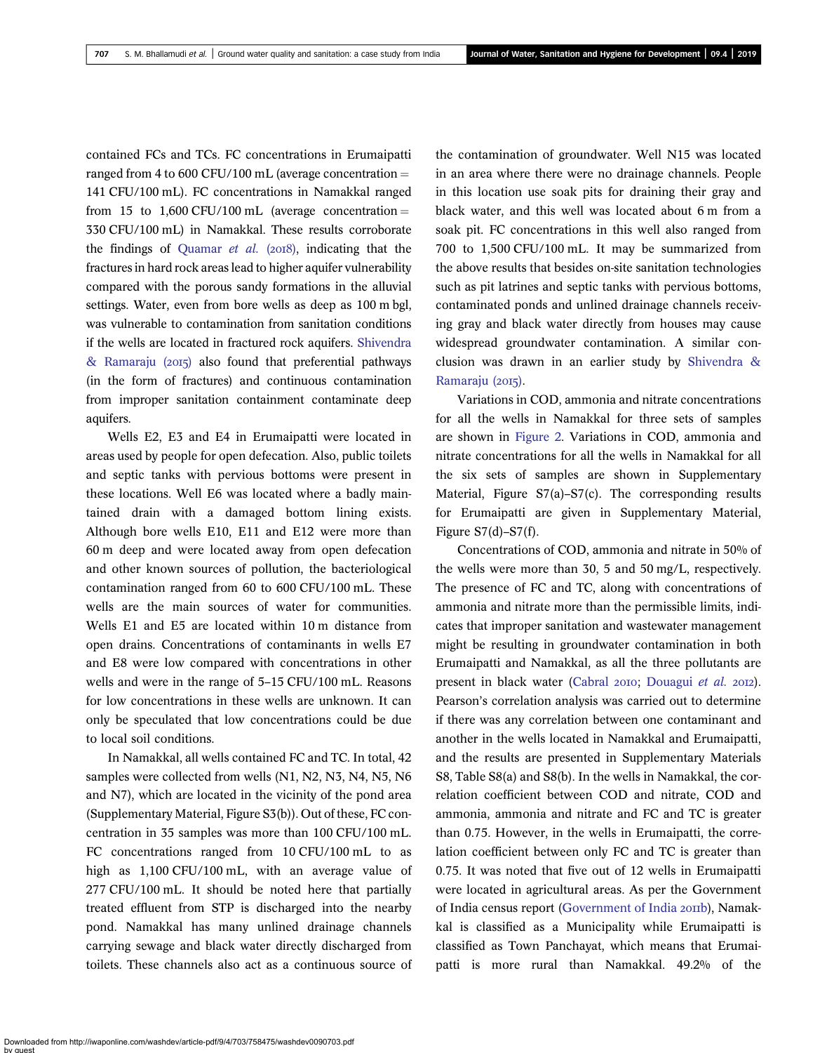contained FCs and TCs. FC concentrations in Erumaipatti ranged from 4 to 600 CFU/100 mL (average concentration = 141 CFU/100 mL). FC concentrations in Namakkal ranged from 15 to 1,600 CFU/100 mL (average concentration = 330 CFU/100 mL) in Namakkal. These results corroborate the findings of Quamar *et al.* (2018), indicating that the fractures in hard rock areas lead to higher aquifer vulnerability compared with the porous sandy formations in the alluvial settings. Water, even from bore wells as deep as 100 m bgl, was vulnerable to contamination from sanitation conditions if the wells are located in fractured rock aquifers. Shivendra & Ramaraju (2015) also found that preferential pathways (in the form of fractures) and continuous contamination from improper sanitation containment contaminate deep aquifers.

Wells E2, E3 and E4 in Erumaipatti were located in areas used by people for open defecation. Also, public toilets and septic tanks with pervious bottoms were present in these locations. Well E6 was located where a badly maintained drain with a damaged bottom lining exists. Although bore wells E10, E11 and E12 were more than 60 m deep and were located away from open defecation and other known sources of pollution, the bacteriological contamination ranged from 60 to 600 CFU/100 mL. These wells are the main sources of water for communities. Wells E1 and E5 are located within 10 m distance from open drains. Concentrations of contaminants in wells E7 and E8 were low compared with concentrations in other wells and were in the range of 5–15 CFU/100 mL. Reasons for low concentrations in these wells are unknown. It can only be speculated that low concentrations could be due to local soil conditions.

In Namakkal, all wells contained FC and TC. In total, 42 samples were collected from wells (N1, N2, N3, N4, N5, N6 and N7), which are located in the vicinity of the pond area (Supplementary Material, Figure S3(b)). Out of these, FC concentration in 35 samples was more than 100 CFU/100 mL. FC concentrations ranged from 10 CFU/100 mL to as high as 1,100 CFU/100 mL, with an average value of 277 CFU/100 mL. It should be noted here that partially treated effluent from STP is discharged into the nearby pond. Namakkal has many unlined drainage channels carrying sewage and black water directly discharged from toilets. These channels also act as a continuous source of the contamination of groundwater. Well N15 was located in an area where there were no drainage channels. People in this location use soak pits for draining their gray and black water, and this well was located about 6 m from a soak pit. FC concentrations in this well also ranged from 700 to 1,500 CFU/100 mL. It may be summarized from the above results that besides on-site sanitation technologies such as pit latrines and septic tanks with pervious bottoms, contaminated ponds and unlined drainage channels receiving gray and black water directly from houses may cause widespread groundwater contamination. A similar conclusion was drawn in an earlier study by Shivendra & Ramaraju (2015).

Variations in COD, ammonia and nitrate concentrations for all the wells in Namakkal for three sets of samples are shown in Figure 2. Variations in COD, ammonia and nitrate concentrations for all the wells in Namakkal for all the six sets of samples are shown in Supplementary Material, Figure S7(a)–S7(c). The corresponding results for Erumaipatti are given in Supplementary Material, Figure S7(d)–S7(f).

Concentrations of COD, ammonia and nitrate in 50% of the wells were more than 30, 5 and 50 mg/L, respectively. The presence of FC and TC, along with concentrations of ammonia and nitrate more than the permissible limits, indicates that improper sanitation and wastewater management might be resulting in groundwater contamination in both Erumaipatti and Namakkal, as all the three pollutants are present in black water (Cabral 2010; Douagui *et al.* 2012). Pearson's correlation analysis was carried out to determine if there was any correlation between one contaminant and another in the wells located in Namakkal and Erumaipatti, and the results are presented in Supplementary Materials S8, Table S8(a) and S8(b). In the wells in Namakkal, the correlation coefficient between COD and nitrate, COD and ammonia, ammonia and nitrate and FC and TC is greater than 0.75. However, in the wells in Erumaipatti, the correlation coefficient between only FC and TC is greater than 0.75. It was noted that five out of 12 wells in Erumaipatti were located in agricultural areas. As per the Government of India census report (Government of India 2011b), Namakkal is classified as a Municipality while Erumaipatti is classified as Town Panchayat, which means that Erumaipatti is more rural than Namakkal. 49.2% of the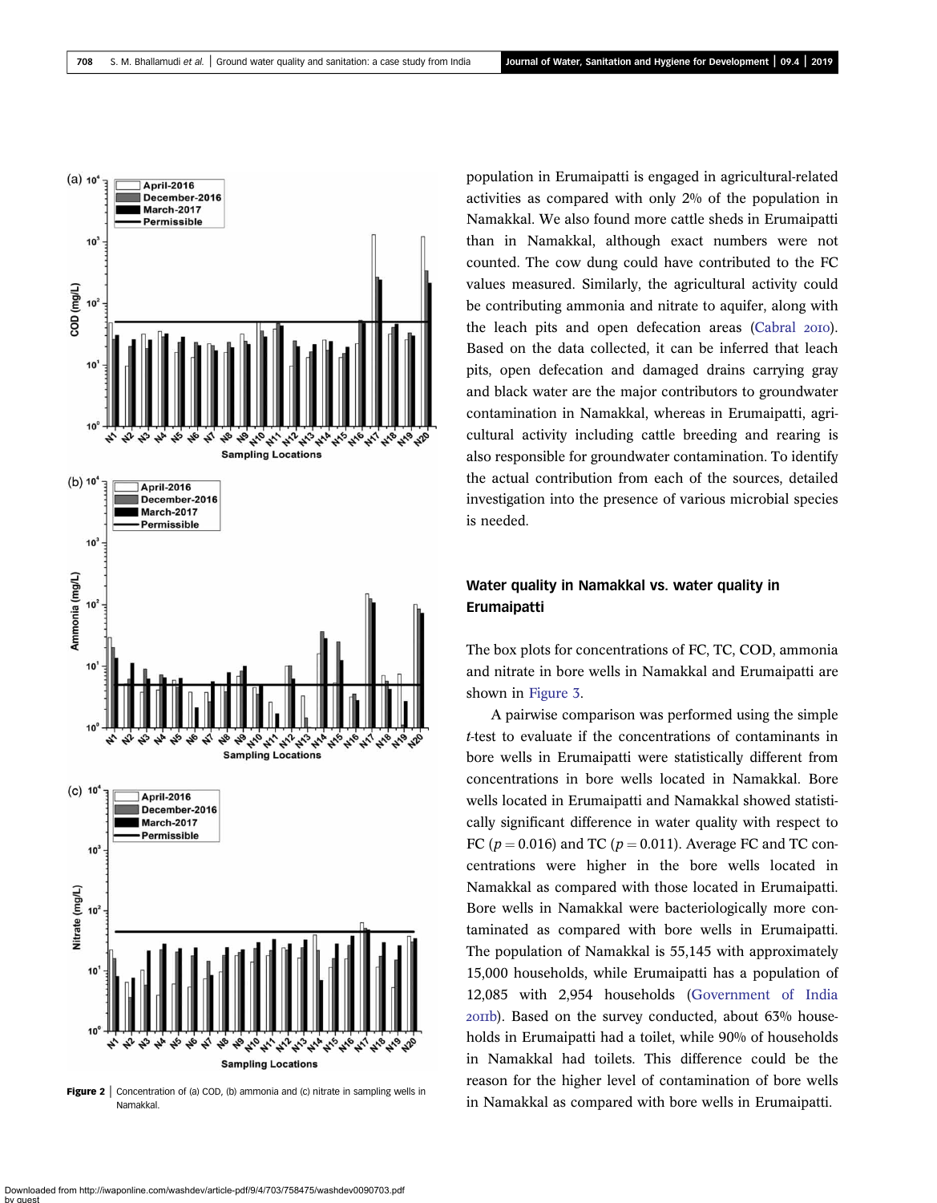Figure 2 | Concentration of (a) COD, (b) ammonia and (c) nitrate in sampling wells in Namakkal.

population in Erumaipatti is engaged in agricultural-related activities as compared with only 2% of the population in Namakkal. We also found more cattle sheds in Erumaipatti than in Namakkal, although exact numbers were not counted. The cow dung could have contributed to the FC values measured. Similarly, the agricultural activity could be contributing ammonia and nitrate to aquifer, along with the leach pits and open defecation areas (Cabral 2010). Based on the data collected, it can be inferred that leach pits, open defecation and damaged drains carrying gray and black water are the major contributors to groundwater contamination in Namakkal, whereas in Erumaipatti, agricultural activity including cattle breeding and rearing is also responsible for groundwater contamination. To identify the actual contribution from each of the sources, detailed investigation into the presence of various microbial species is needed.

## Water quality in Namakkal vs. water quality in Erumaipatti

The box plots for concentrations of FC, TC, COD, ammonia and nitrate in bore wells in Namakkal and Erumaipatti are shown in Figure 3.

A pairwise comparison was performed using the simple *t*-test to evaluate if the concentrations of contaminants in bore wells in Erumaipatti were statistically different from concentrations in bore wells located in Namakkal. Bore wells located in Erumaipatti and Namakkal showed statistically significant difference in water quality with respect to FC ($p = 0.016$) and TC ($p = 0.011$). Average FC and TC concentrations were higher in the bore wells located in Namakkal as compared with those located in Erumaipatti. Bore wells in Namakkal were bacteriologically more contaminated as compared with bore wells in Erumaipatti. The population of Namakkal is 55,145 with approximately 15,000 households, while Erumaipatti has a population of 12,085 with 2,954 households (Government of India 2011b). Based on the survey conducted, about 63% households in Erumaipatti had a toilet, while 90% of households in Namakkal had toilets. This difference could be the reason for the higher level of contamination of bore wells in Namakkal as compared with bore wells in Erumaipatti.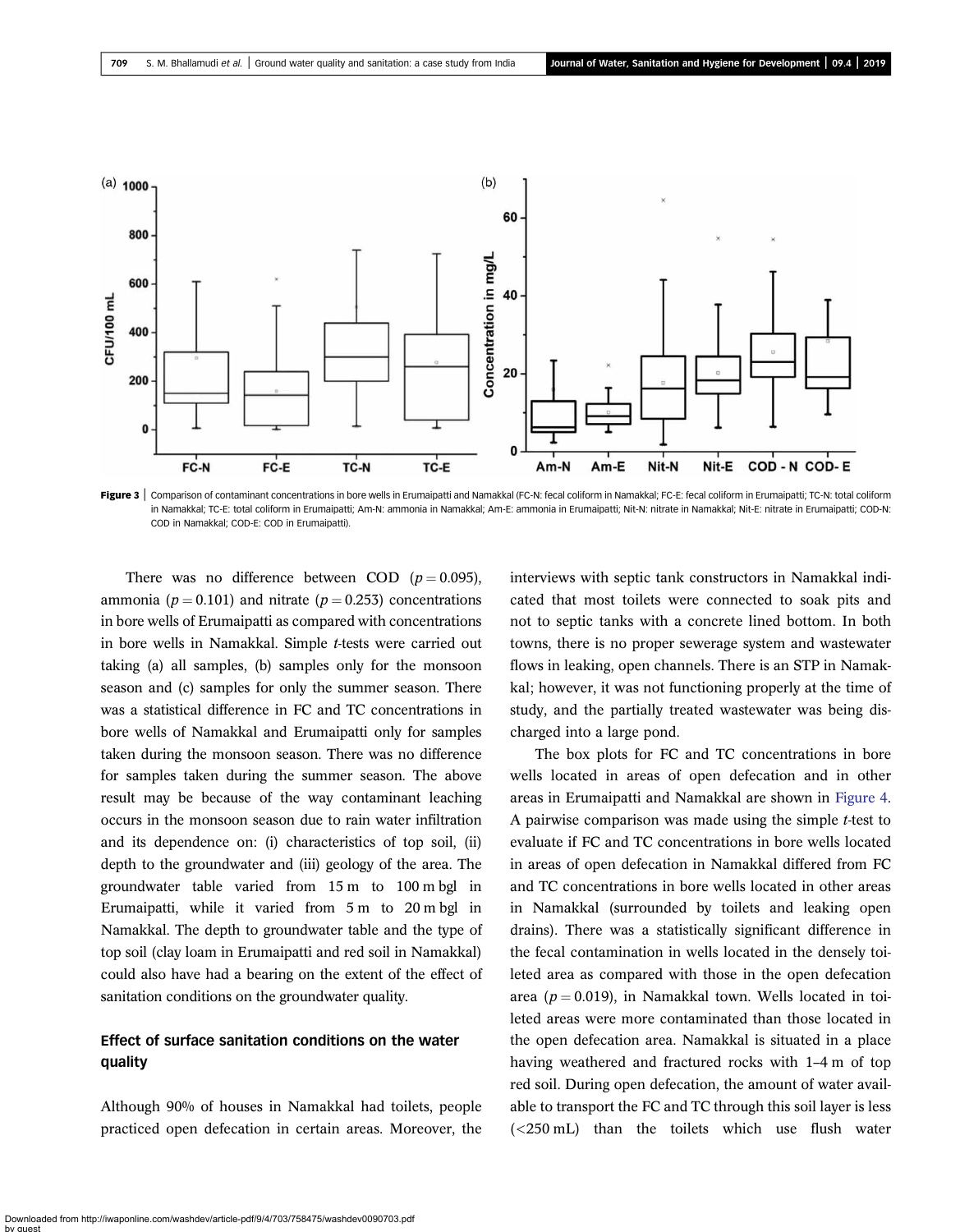**Figure 3** | Comparison of contaminant concentrations in bore wells in Erumaipatti and Namakkal (FC-N: fecal coliform in Namakkal; FC-E: fecal coliform in Erumaipatti; TC-N: total coliform in Namakkal; TC-E: total coliform in Erumaipatti; Am-N: ammonia in Namakkal; Am-E: ammonia in Erumaipatti; Nit-N: nitrate in Namakkal; Nit-E: nitrate in Erumaipatti; COD-N: COD in Namakkal; COD-E: COD in Erumaipatti).

There was no difference between COD ($p = 0.095$), ammonia ($p = 0.101$) and nitrate ($p = 0.253$) concentrations in bore wells of Erumaipatti as compared with concentrations in bore wells in Namakkal. Simple *t*-tests were carried out taking (a) all samples, (b) samples only for the monsoon season and (c) samples for only the summer season. There was a statistical difference in FC and TC concentrations in bore wells of Namakkal and Erumaipatti only for samples taken during the monsoon season. There was no difference for samples taken during the summer season. The above result may be because of the way contaminant leaching occurs in the monsoon season due to rain water infiltration and its dependence on: (i) characteristics of top soil, (ii) depth to the groundwater and (iii) geology of the area. The groundwater table varied from 15 m to 100 m bgl in Erumaipatti, while it varied from 5 m to 20 m bgl in Namakkal. The depth to groundwater table and the type of top soil (clay loam in Erumaipatti and red soil in Namakkal) could also have had a bearing on the extent of the effect of sanitation conditions on the groundwater quality.

## Effect of surface sanitation conditions on the water quality

Although 90% of houses in Namakkal had toilets, people practiced open defecation in certain areas. Moreover, the interviews with septic tank constructors in Namakkal indicated that most toilets were connected to soak pits and not to septic tanks with a concrete lined bottom. In both towns, there is no proper sewerage system and wastewater flows in leaking, open channels. There is an STP in Namakkal; however, it was not functioning properly at the time of study, and the partially treated wastewater was being discharged into a large pond.

The box plots for FC and TC concentrations in bore wells located in areas of open defecation and in other areas in Erumaipatti and Namakkal are shown in Figure 4. A pairwise comparison was made using the simple *t*-test to evaluate if FC and TC concentrations in bore wells located in areas of open defecation in Namakkal differed from FC and TC concentrations in bore wells located in other areas in Namakkal (surrounded by toilets and leaking open drains). There was a statistically significant difference in the fecal contamination in wells located in the densely toileted area as compared with those in the open defecation area ($p = 0.019$), in Namakkal town. Wells located in toileted areas were more contaminated than those located in the open defecation area. Namakkal is situated in a place having weathered and fractured rocks with 1–4 m of top red soil. During open defecation, the amount of water available to transport the FC and TC through this soil layer is less (<250 mL) than the toilets which use flush water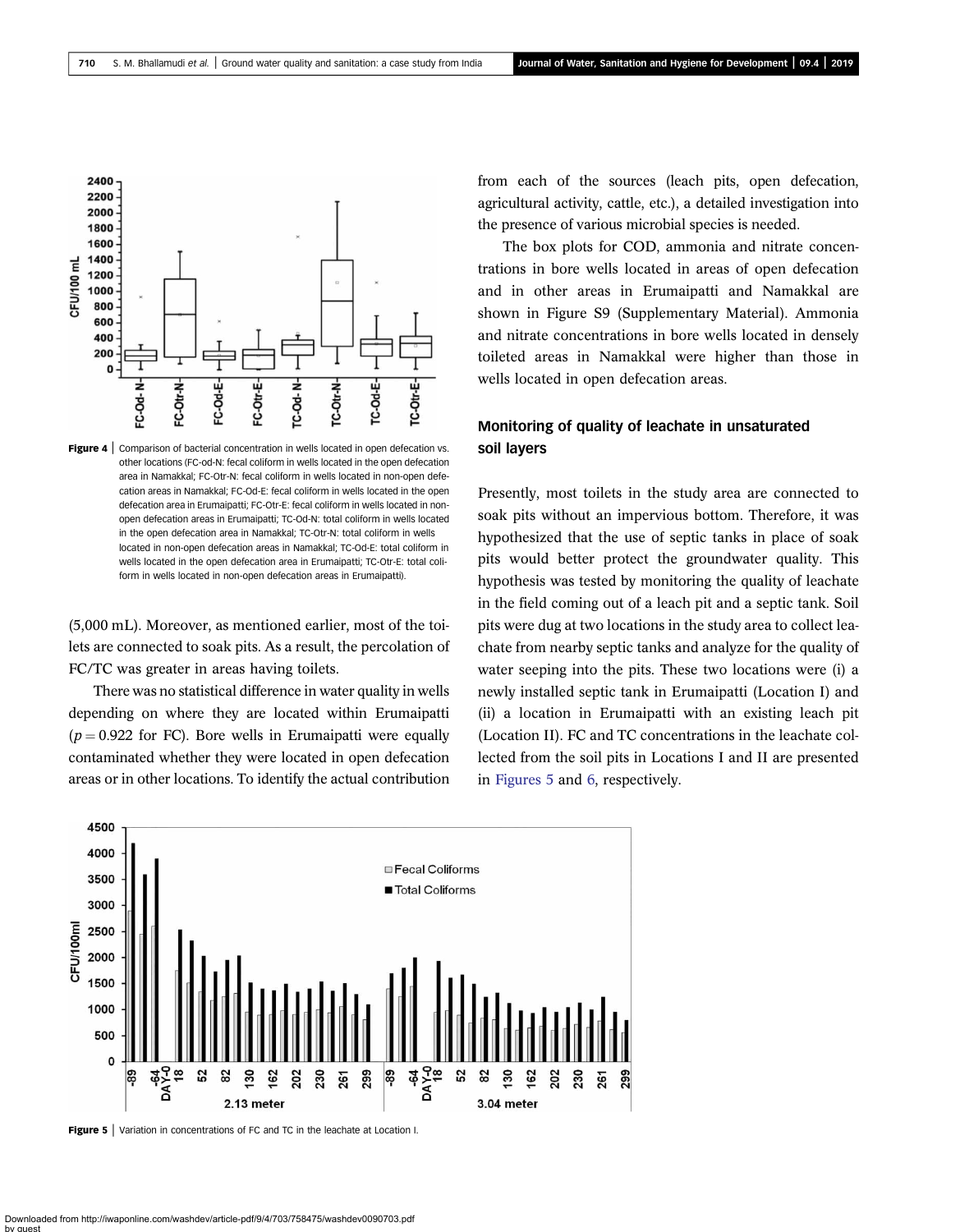Figure 4 | Comparison of bacterial concentration in wells located in open defecation vs. other locations (FC-od-N: fecal coliform in wells located in the open defecation area in Namakkal; FC-Otr-N: fecal coliform in wells located in non-open defecation areas in Namakkal; FC-Od-E: fecal coliform in wells located in the open defecation area in Erumaipatti; FC-Otr-E: fecal coliform in wells located in non-open defecation areas in Erumaipatti; TC-Od-N: total coliform in wells located in the open defecation area in Namakkal; TC-Otr-N: total coliform in wells located in non-open defecation areas in Namakkal; TC-Od-E: total coliform in wells located in the open defecation area in Erumaipatti; TC-Otr-E: total coliform in wells located in non-open defecation areas in Erumaipatti).

(5,000 mL). Moreover, as mentioned earlier, most of the toilets are connected to soak pits. As a result, the percolation of FC/TC was greater in areas having toilets.

There was no statistical difference in water quality in wells depending on where they are located within Erumaipatti ($p = 0.922$ for FC). Bore wells in Erumaipatti were equally contaminated whether they were located in open defecation areas or in other locations. To identify the actual contribution from each of the sources (leach pits, open defecation, agricultural activity, cattle, etc.), a detailed investigation into the presence of various microbial species is needed.

The box plots for COD, ammonia and nitrate concentrations in bore wells located in areas of open defecation and in other areas in Erumaipatti and Namakkal are shown in Figure S9 (Supplementary Material). Ammonia and nitrate concentrations in bore wells located in densely toileted areas in Namakkal were higher than those in wells located in open defecation areas.

## Monitoring of quality of leachate in unsaturated soil layers

Presently, most toilets in the study area are connected to soak pits without an impervious bottom. Therefore, it was hypothesized that the use of septic tanks in place of soak pits would better protect the groundwater quality. This hypothesis was tested by monitoring the quality of leachate in the field coming out of a leach pit and a septic tank. Soil pits were dug at two locations in the study area to collect leachate from nearby septic tanks and analyze for the quality of water seeping into the pits. These two locations were (i) a newly installed septic tank in Erumaipatti (Location I) and (ii) a location in Erumaipatti with an existing leach pit (Location II). FC and TC concentrations in the leachate collected from the soil pits in Locations I and II are presented in Figures 5 and 6, respectively.

Figure 5 | Variation in concentrations of FC and TC in the leachate at Location I.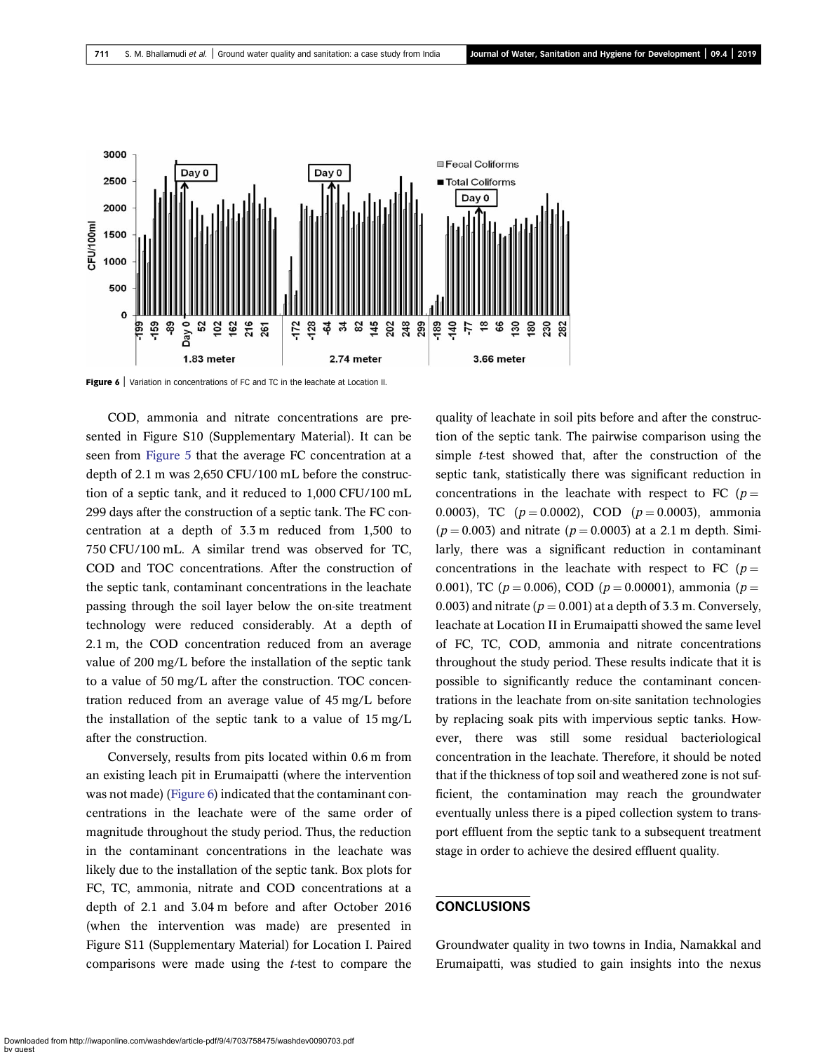**Figure 6** | Variation in concentrations of FC and TC in the leachate at Location II.

COD, ammonia and nitrate concentrations are presented in Figure S10 (Supplementary Material). It can be seen from Figure 5 that the average FC concentration at a depth of 2.1 m was 2,650 CFU/100 mL before the construction of a septic tank, and it reduced to 1,000 CFU/100 mL 299 days after the construction of a septic tank. The FC concentration at a depth of 3.3 m reduced from 1,500 to 750 CFU/100 mL. A similar trend was observed for TC, COD and TOC concentrations. After the construction of the septic tank, contaminant concentrations in the leachate passing through the soil layer below the on-site treatment technology were reduced considerably. At a depth of 2.1 m, the COD concentration reduced from an average value of 200 mg/L before the installation of the septic tank to a value of 50 mg/L after the construction. TOC concentration reduced from an average value of 45 mg/L before the installation of the septic tank to a value of 15 mg/L after the construction.

Conversely, results from pits located within 0.6 m from an existing leach pit in Erumaipatti (where the intervention was not made) (Figure 6) indicated that the contaminant concentrations in the leachate were of the same order of magnitude throughout the study period. Thus, the reduction in the contaminant concentrations in the leachate was likely due to the installation of the septic tank. Box plots for FC, TC, ammonia, nitrate and COD concentrations at a depth of 2.1 and 3.04 m before and after October 2016 (when the intervention was made) are presented in Figure S11 (Supplementary Material) for Location I. Paired comparisons were made using the *t*-test to compare the quality of leachate in soil pits before and after the construction of the septic tank. The pairwise comparison using the simple *t*-test showed that, after the construction of the septic tank, statistically there was significant reduction in concentrations in the leachate with respect to FC ($p = 0.0003$), TC ($p = 0.0002$), COD ($p = 0.0003$), ammonia ($p = 0.003$) and nitrate ($p = 0.0003$) at a 2.1 m depth. Similarly, there was a significant reduction in contaminant concentrations in the leachate with respect to FC ($p = 0.001$), TC ($p = 0.006$), COD ($p = 0.00001$), ammonia ($p = 0.003$) and nitrate ($p = 0.001$) at a depth of 3.3 m. Conversely, leachate at Location II in Erumaipatti showed the same level of FC, TC, COD, ammonia and nitrate concentrations throughout the study period. These results indicate that it is possible to significantly reduce the contaminant concentrations in the leachate from on-site sanitation technologies by replacing soak pits with impervious septic tanks. However, there was still some residual bacteriological concentration in the leachate. Therefore, it should be noted that if the thickness of top soil and weathered zone is not sufficient, the contamination may reach the groundwater eventually unless there is a piped collection system to transport effluent from the septic tank to a subsequent treatment stage in order to achieve the desired effluent quality.

## CONCLUSIONS

Groundwater quality in two towns in India, Namakkal and Erumaipatti, was studied to gain insights into the nexus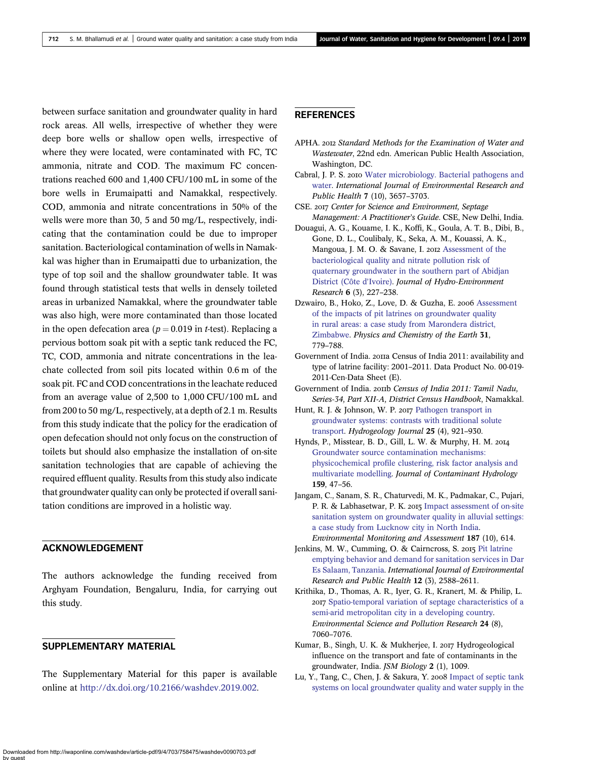between surface sanitation and groundwater quality in hard rock areas. All wells, irrespective of whether they were deep bore wells or shallow open wells, irrespective of where they were located, were contaminated with FC, TC ammonia, nitrate and COD. The maximum FC concentrations reached 600 and 1,400 CFU/100 mL in some of the bore wells in Erumaipatti and Namakkal, respectively. COD, ammonia and nitrate concentrations in 50% of the wells were more than 30, 5 and 50 mg/L, respectively, indicating that the contamination could be due to improper sanitation. Bacteriological contamination of wells in Namakkal was higher than in Erumaipatti due to urbanization, the type of top soil and the shallow groundwater table. It was found through statistical tests that wells in densely toileted areas in urbanized Namakkal, where the groundwater table was also high, were more contaminated than those located in the open defecation area ($p = 0.019$ in $t$-test). Replacing a pervious bottom soak pit with a septic tank reduced the FC, TC, COD, ammonia and nitrate concentrations in the leachate collected from soil pits located within 0.6 m of the soak pit. FC and COD concentrations in the leachate reduced from an average value of 2,500 to 1,000 CFU/100 mL and from 200 to 50 mg/L, respectively, at a depth of 2.1 m. Results from this study indicate that the policy for the eradication of open defecation should not only focus on the construction of toilets but should also emphasize the installation of on-site sanitation technologies that are capable of achieving the required effluent quality. Results from this study also indicate that groundwater quality can only be protected if overall sanitation conditions are improved in a holistic way.

## ACKNOWLEDGEMENT

The authors acknowledge the funding received from Arghyam Foundation, Bengaluru, India, for carrying out this study.

## SUPPLEMENTARY MATERIAL

The Supplementary Material for this paper is available online at http://dx.doi.org/10.2166/washdev.2019.002.

## REFERENCES

APHA. 2012 *Standard Methods for the Examination of Water and Wastewater*, 22nd edn. American Public Health Association, Washington, DC.

Cabral, J. P. S. 2010 Water microbiology. Bacterial pathogens and water. *International Journal of Environmental Research and Public Health* **7** (10), 3657–3703.

CSE. 2017 *Center for Science and Environment, Septage Management: A Practitioner's Guide*. CSE, New Delhi, India.

Douagui, A. G., Kouame, I. K., Koffi, K., Goula, A. T. B., Dibi, B., Gone, D. L., Coulibaly, K., Seka, A. M., Kouassi, A. K., Mangoua, J. M. O. & Savane, I. 2012 Assessment of the bacteriological quality and nitrate pollution risk of quaternary groundwater in the southern part of Abidjan District (Côte d'Ivoire). *Journal of Hydro-Environment Research* **6** (3), 227–238.

Dzwairo, B., Hoko, Z., Love, D. & Guzha, E. 2006 Assessment of the impacts of pit latrines on groundwater quality in rural areas: a case study from Marondera district, Zimbabwe. *Physics and Chemistry of the Earth* **31**, 779–788.

Government of India. 2011a Census of India 2011: availability and type of latrine facility: 2001–2011. Data Product No. 00-019-2011-Cen-Data Sheet (E).

Government of India. 2011b *Census of India 2011: Tamil Nadu, Series-34, Part XII-A, District Census Handbook*, Namakkal.

Hunt, R. J. & Johnson, W. P. 2017 Pathogen transport in groundwater systems: contrasts with traditional solute transport. *Hydrogeology Journal* **25** (4), 921–930.

Hynds, P., Misstear, B. D., Gill, L. W. & Murphy, H. M. 2014 Groundwater source contamination mechanisms: physicochemical profile clustering, risk factor analysis and multivariate modelling. *Journal of Contaminant Hydrology* **159**, 47–56.

Jangam, C., Sanam, S. R., Chaturvedi, M. K., Padmakar, C., Pujari, P. R. & Labhasetwar, P. K. 2015 Impact assessment of on-site sanitation system on groundwater quality in alluvial settings: a case study from Lucknow city in North India. *Environmental Monitoring and Assessment* **187** (10), 614.

Jenkins, M. W., Cumming, O. & Cairncross, S. 2015 Pit latrine emptying behavior and demand for sanitation services in Dar Es Salaam, Tanzania. *International Journal of Environmental Research and Public Health* **12** (3), 2588–2611.

Krithika, D., Thomas, A. R., Iyer, G. R., Kranert, M. & Philip, L. 2017 Spatio-temporal variation of septage characteristics of a semi-arid metropolitan city in a developing country. *Environmental Science and Pollution Research* **24** (8), 7060–7076.

Kumar, B., Singh, U. K. & Mukherjee, I. 2017 Hydrogeological influence on the transport and fate of contaminants in the groundwater, India. *JSM Biology* **2** (1), 1009.

Lu, Y., Tang, C., Chen, J. & Sakura, Y. 2008 Impact of septic tank systems on local groundwater quality and water supply in the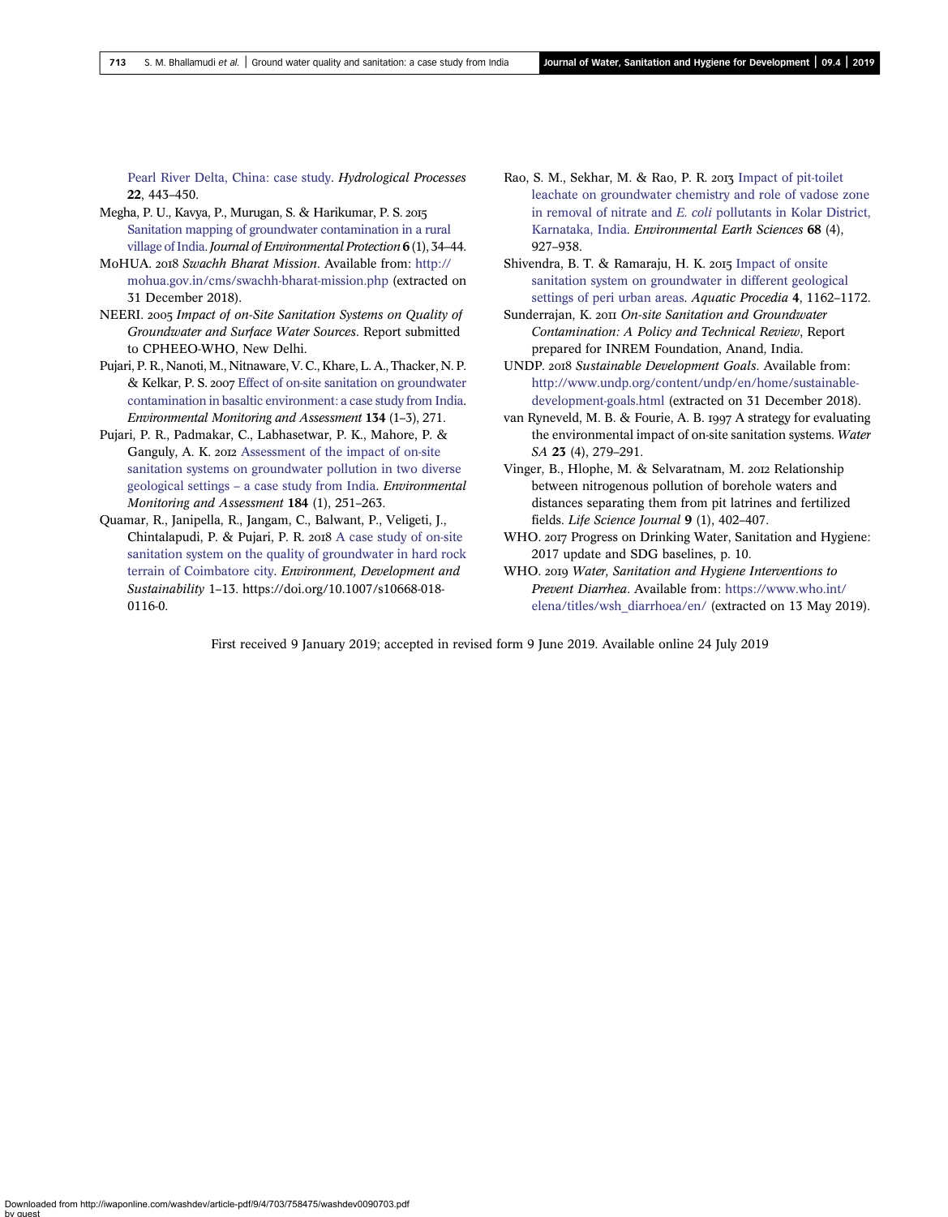Pearl River Delta, China: case study. *Hydrological Processes* **22**, 443–450.

Megha, P. U., Kavya, P., Murugan, S. & Harikumar, P. S. 2015 Sanitation mapping of groundwater contamination in a rural village of India. *Journal of Environmental Protection* **6** (1), 34–44.

MoHUA. 2018 *Swachh Bharat Mission*. Available from: http://mohua.gov.in/cms/swachh-bharat-mission.php (extracted on 31 December 2018).

NEERI. 2005 *Impact of on-Site Sanitation Systems on Quality of Groundwater and Surface Water Sources*. Report submitted to CPHEEO-WHO, New Delhi.

Pujari, P. R., Nanoti, M., Nitnaware, V. C., Khare, L. A., Thacker, N. P. & Kelkar, P. S. 2007 Effect of on-site sanitation on groundwater contamination in basaltic environment: a case study from India. *Environmental Monitoring and Assessment* **134** (1–3), 271.

Pujari, P. R., Padmakar, C., Labhasetwar, P. K., Mahore, P. & Ganguly, A. K. 2012 Assessment of the impact of on-site sanitation systems on groundwater pollution in two diverse geological settings – a case study from India. *Environmental Monitoring and Assessment* **184** (1), 251–263.

Quamar, R., Janipella, R., Jangam, C., Balwant, P., Veligeti, J., Chintalapudi, P. & Pujari, P. R. 2018 A case study of on-site sanitation system on the quality of groundwater in hard rock terrain of Coimbatore city. *Environment, Development and Sustainability* 1–13. https://doi.org/10.1007/s10668-018-0116-0.

Rao, S. M., Sekhar, M. & Rao, P. R. 2013 Impact of pit-toilet leachate on groundwater chemistry and role of vadose zone in removal of nitrate and *E. coli* pollutants in Kolar District, Karnataka, India. *Environmental Earth Sciences* **68** (4), 927–938.

Shivendra, B. T. & Ramaraju, H. K. 2015 Impact of onsite sanitation system on groundwater in different geological settings of peri urban areas. *Aquatic Procedia* **4**, 1162–1172.

Sunderrajan, K. 2011 *On-site Sanitation and Groundwater Contamination: A Policy and Technical Review*, Report prepared for INREM Foundation, Anand, India.

UNDP. 2018 *Sustainable Development Goals*. Available from: http://www.undp.org/content/undp/en/home/sustainable-development-goals.html (extracted on 31 December 2018).

van Ryneveld, M. B. & Fourie, A. B. 1997 A strategy for evaluating the environmental impact of on-site sanitation systems. *Water SA* **23** (4), 279–291.

Vinger, B., Hlophe, M. & Selvaratnam, M. 2012 Relationship between nitrogenous pollution of borehole waters and distances separating them from pit latrines and fertilized fields. *Life Science Journal* **9** (1), 402–407.

WHO. 2017 Progress on Drinking Water, Sanitation and Hygiene: 2017 update and SDG baselines, p. 10.

WHO. 2019 *Water, Sanitation and Hygiene Interventions to Prevent Diarrhea*. Available from: https://www.who.int/elena/titles/wsh_diarrhoea/en/ (extracted on 13 May 2019).

First received 9 January 2019; accepted in revised form 9 June 2019. Available online 24 July 2019